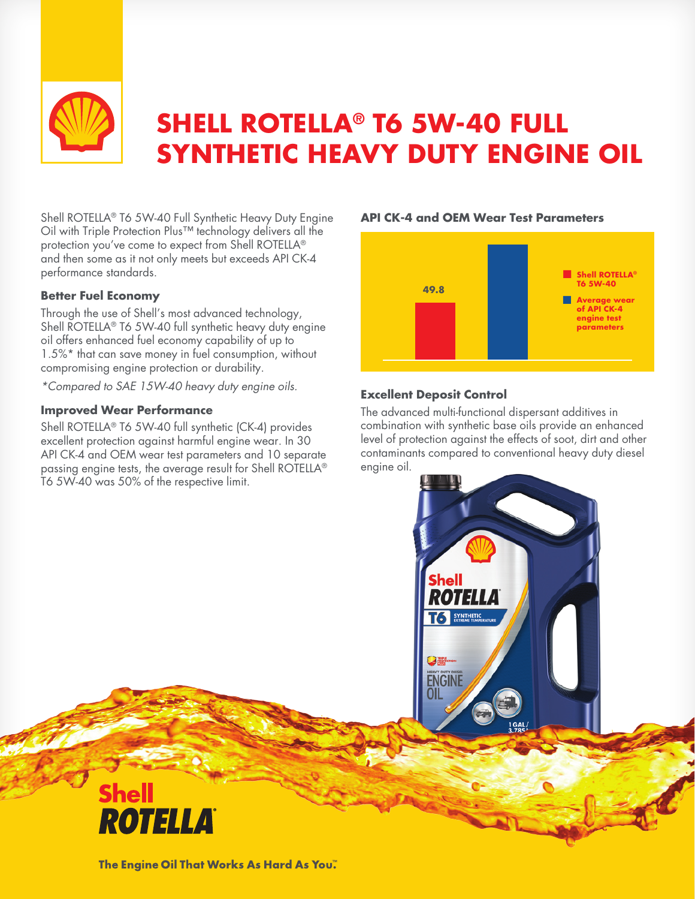# SHELL ROTELLA® T6 5W-40 FULL SYNTHETIC HEAVY DUTY ENGINE OIL

Shell ROTELLA® T6 5W-40 Full Synthetic Heavy Duty Engine Oil with Triple Protection Plus™ technology delivers all the protection you've come to expect from Shell ROTELLA® and then some as it not only meets but exceeds API CK-4 performance standards.

### Better Fuel Economy

Through the use of Shell's most advanced technology, Shell ROTELLA® T6 5W-40 full synthetic heavy duty engine oil offers enhanced fuel economy capability of up to 1.5%* that can save money in fuel consumption, without compromising engine protection or durability.

*\*Compared to SAE 15W-40 heavy duty engine oils.*

### Improved Wear Performance

Shell ROTELLA® T6 5W-40 full synthetic (CK-4) provides excellent protection against harmful engine wear. In 30 API CK-4 and OEM wear test parameters and 10 separate passing engine tests, the average result for Shell ROTELLA® T6 5W-40 was 50% of the respective limit.

### API CK-4 and OEM Wear Test Parameters

- Shell ROTELLA® T6 5W-40: 49.8
- Average wear of API CK-4 engine test parameters

### Excellent Deposit Control

The advanced multi-functional dispersant additives in combination with synthetic base oils provide an enhanced level of protection against the effects of soot, dirt and other contaminants compared to conventional heavy duty diesel engine oil.

**Shell ROTELLA®**

**The Engine Oil That Works As Hard As You.™**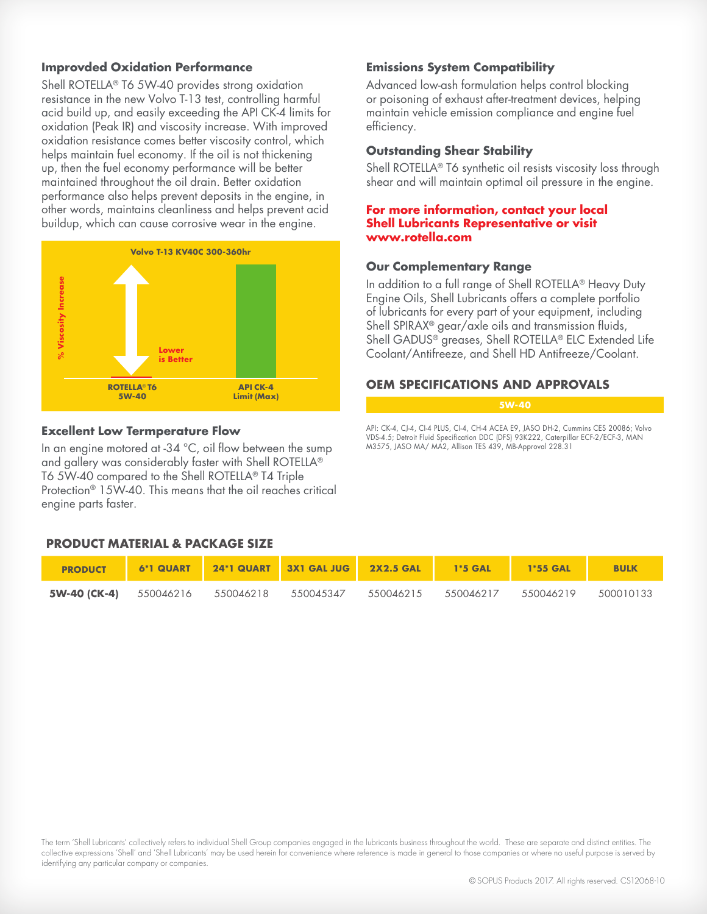### Improvded Oxidation Performance

Shell ROTELLA® T6 5W-40 provides strong oxidation resistance in the new Volvo T-13 test, controlling harmful acid build up, and easily exceeding the API CK-4 limits for oxidation (Peak IR) and viscosity increase. With improved oxidation resistance comes better viscosity control, which helps maintain fuel economy. If the oil is not thickening up, then the fuel economy performance will be better maintained throughout the oil drain. Better oxidation performance also helps prevent deposits in the engine, in other words, maintains cleanliness and helps prevent acid buildup, which can cause corrosive wear in the engine.

Volvo T-13 KV40C 300-360hr

% Viscosity Increase

Lower is Better

ROTELLA® T6 5W-40

API CK-4 Limit (Max)

### Excellent Low Termperature Flow

In an engine motored at -34 °C, oil flow between the sump and gallery was considerably faster with Shell ROTELLA® T6 5W-40 compared to the Shell ROTELLA® T4 Triple Protection® 15W-40. This means that the oil reaches critical engine parts faster.

### Emissions System Compatibility

Advanced low-ash formulation helps control blocking or poisoning of exhaust after-treatment devices, helping maintain vehicle emission compliance and engine fuel efficiency.

### Outstanding Shear Stability

Shell ROTELLA® T6 synthetic oil resists viscosity loss through shear and will maintain optimal oil pressure in the engine.

**For more information, contact your local Shell Lubricants Representative or visit www.rotella.com**

### Our Complementary Range

In addition to a full range of Shell ROTELLA® Heavy Duty Engine Oils, Shell Lubricants offers a complete portfolio of lubricants for every part of your equipment, including Shell SPIRAX® gear/axle oils and transmission fluids, Shell GADUS® greases, Shell ROTELLA® ELC Extended Life Coolant/Antifreeze, and Shell HD Antifreeze/Coolant.

## OEM SPECIFICATIONS AND APPROVALS

**5W-40**

API: CK-4, CJ-4, CI-4 PLUS, CI-4, CH-4 ACEA E9, JASO DH-2, Cummins CES 20086; Volvo VDS-4.5; Detroit Fluid Specification DDC (DFS) 93K222, Caterpillar ECF-2/ECF-3, MAN M3575, JASO MA/ MA2, Allison TES 439, MB-Approval 228.31

## PRODUCT MATERIAL & PACKAGE SIZE

| PRODUCT | 6*1 QUART | 24*1 QUART | 3X1 GAL JUG | 2X2.5 GAL | 1*5 GAL | 1*55 GAL | BULK |
|---|---|---|---|---|---|---|---|
| 5W-40 (CK-4) | 550046216 | 550046218 | 550045347 | 550046215 | 550046217 | 550046219 | 500010133 |

The term 'Shell Lubricants' collectively refers to individual Shell Group companies engaged in the lubricants business throughout the world. These are separate and distinct entities. The collective expressions 'Shell' and 'Shell Lubricants' may be used herein for convenience where reference is made in general to those companies or where no useful purpose is served by identifying any particular company or companies.

© SOPUS Products 2017. All rights reserved. CS12068-10